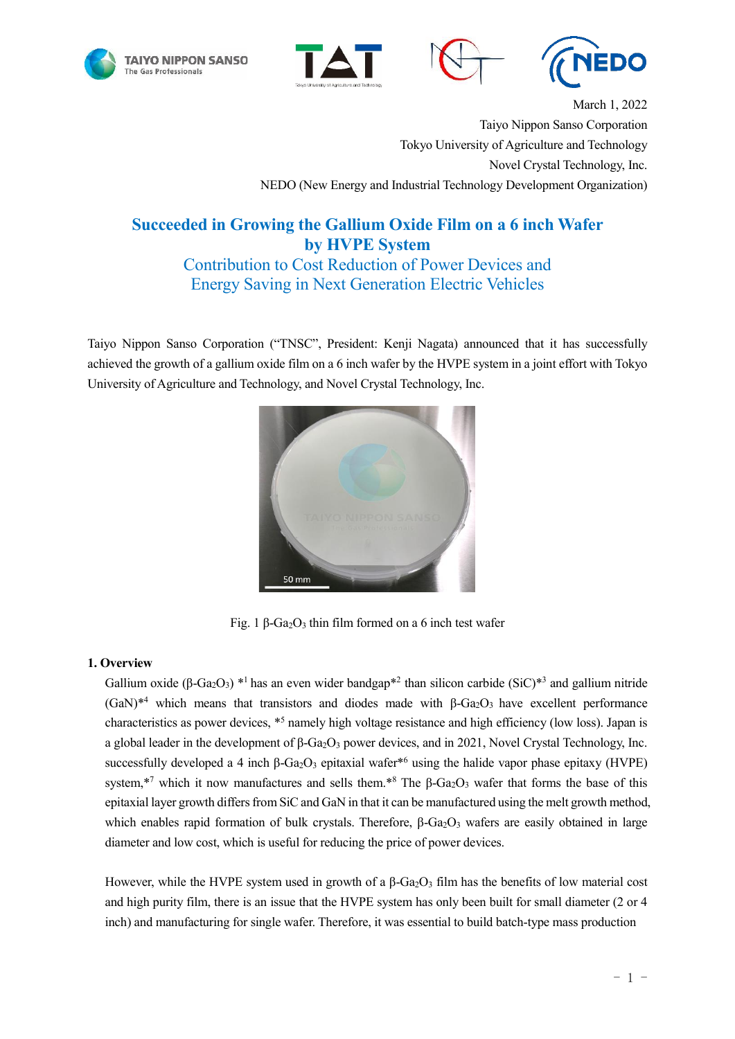March 1, 2022

Taiyo Nippon Sanso Corporation

Tokyo University of Agriculture and Technology

Novel Crystal Technology, Inc.

NEDO (New Energy and Industrial Technology Development Organization)

# Succeeded in Growing the Gallium Oxide Film on a 6 inch Wafer by HVPE System

## Contribution to Cost Reduction of Power Devices and Energy Saving in Next Generation Electric Vehicles

Taiyo Nippon Sanso Corporation ("TNSC", President: Kenji Nagata) announced that it has successfully achieved the growth of a gallium oxide film on a 6 inch wafer by the HVPE system in a joint effort with Tokyo University of Agriculture and Technology, and Novel Crystal Technology, Inc.

Fig. 1 β-$Ga_2O_3$ thin film formed on a 6 inch test wafer

**1. Overview**

Gallium oxide (β-$Ga_2O_3$) *1 has an even wider bandgap*2 than silicon carbide (SiC)*3 and gallium nitride (GaN)*4 which means that transistors and diodes made with β-$Ga_2O_3$ have excellent performance characteristics as power devices, *5 namely high voltage resistance and high efficiency (low loss). Japan is a global leader in the development of β-$Ga_2O_3$ power devices, and in 2021, Novel Crystal Technology, Inc. successfully developed a 4 inch β-$Ga_2O_3$ epitaxial wafer*6 using the halide vapor phase epitaxy (HVPE) system,*7 which it now manufactures and sells them.*8 The β-$Ga_2O_3$ wafer that forms the base of this epitaxial layer growth differs from SiC and GaN in that it can be manufactured using the melt growth method, which enables rapid formation of bulk crystals. Therefore, β-$Ga_2O_3$ wafers are easily obtained in large diameter and low cost, which is useful for reducing the price of power devices.

However, while the HVPE system used in growth of a β-$Ga_2O_3$ film has the benefits of low material cost and high purity film, there is an issue that the HVPE system has only been built for small diameter (2 or 4 inch) and manufacturing for single wafer. Therefore, it was essential to build batch-type mass production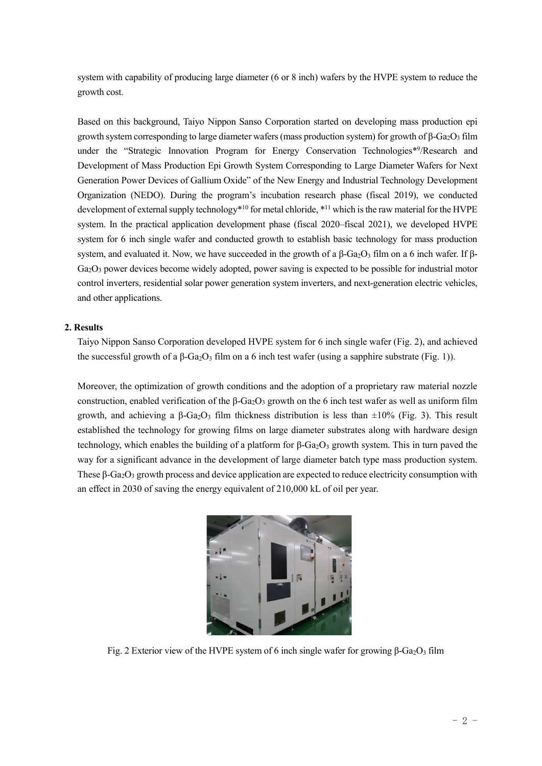system with capability of producing large diameter (6 or 8 inch) wafers by the HVPE system to reduce the growth cost.

Based on this background, Taiyo Nippon Sanso Corporation started on developing mass production epi growth system corresponding to large diameter wafers (mass production system) for growth of β-$Ga_2O_3$ film under the "Strategic Innovation Program for Energy Conservation Technologies*[9]/Research and Development of Mass Production Epi Growth System Corresponding to Large Diameter Wafers for Next Generation Power Devices of Gallium Oxide" of the New Energy and Industrial Technology Development Organization (NEDO). During the program's incubation research phase (fiscal 2019), we conducted development of external supply technology*[10] for metal chloride, *[11] which is the raw material for the HVPE system. In the practical application development phase (fiscal 2020–fiscal 2021), we developed HVPE system for 6 inch single wafer and conducted growth to establish basic technology for mass production system, and evaluated it. Now, we have succeeded in the growth of a β-$Ga_2O_3$ film on a 6 inch wafer. If β-$Ga_2O_3$ power devices become widely adopted, power saving is expected to be possible for industrial motor control inverters, residential solar power generation system inverters, and next-generation electric vehicles, and other applications.

## 2. Results

Taiyo Nippon Sanso Corporation developed HVPE system for 6 inch single wafer (Fig. 2), and achieved the successful growth of a β-$Ga_2O_3$ film on a 6 inch test wafer (using a sapphire substrate (Fig. 1)).

Moreover, the optimization of growth conditions and the adoption of a proprietary raw material nozzle construction, enabled verification of the β-$Ga_2O_3$ growth on the 6 inch test wafer as well as uniform film growth, and achieving a β-$Ga_2O_3$ film thickness distribution is less than ±10% (Fig. 3). This result established the technology for growing films on large diameter substrates along with hardware design technology, which enables the building of a platform for β-$Ga_2O_3$ growth system. This in turn paved the way for a significant advance in the development of large diameter batch type mass production system. These β-$Ga_2O_3$ growth process and device application are expected to reduce electricity consumption with an effect in 2030 of saving the energy equivalent of 210,000 kL of oil per year.

Fig. 2 Exterior view of the HVPE system of 6 inch single wafer for growing β-$Ga_2O_3$ film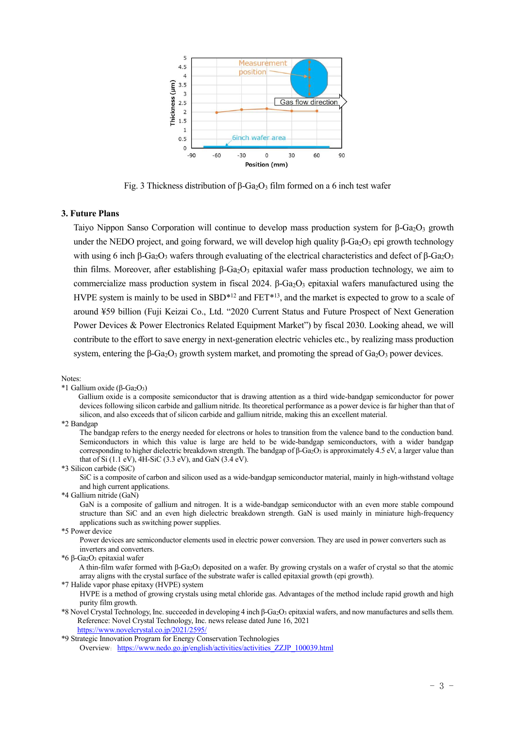Fig. 3 Thickness distribution of β-$Ga_2O_3$ film formed on a 6 inch test wafer

### 3. Future Plans

Taiyo Nippon Sanso Corporation will continue to develop mass production system for β-$Ga_2O_3$ growth under the NEDO project, and going forward, we will develop high quality β-$Ga_2O_3$ epi growth technology with using 6 inch β-$Ga_2O_3$ wafers through evaluating of the electrical characteristics and defect of β-$Ga_2O_3$ thin films. Moreover, after establishing β-$Ga_2O_3$ epitaxial wafer mass production technology, we aim to commercialize mass production system in fiscal 2024. β-$Ga_2O_3$ epitaxial wafers manufactured using the HVPE system is mainly to be used in SBD*[12] and FET*[13], and the market is expected to grow to a scale of around ¥59 billion (Fuji Keizai Co., Ltd. “2020 Current Status and Future Prospect of Next Generation Power Devices & Power Electronics Related Equipment Market”) by fiscal 2030. Looking ahead, we will contribute to the effort to save energy in next-generation electric vehicles etc., by realizing mass production system, entering the β-$Ga_2O_3$ growth system market, and promoting the spread of $Ga_2O_3$ power devices.

Notes:

*1 Gallium oxide (β-$Ga_2O_3$)
Gallium oxide is a composite semiconductor that is drawing attention as a third wide-bandgap semiconductor for power devices following silicon carbide and gallium nitride. Its theoretical performance as a power device is far higher than that of silicon, and also exceeds that of silicon carbide and gallium nitride, making this an excellent material.

*2 Bandgap
The bandgap refers to the energy needed for electrons or holes to transition from the valence band to the conduction band. Semiconductors in which this value is large are held to be wide-bandgap semiconductors, with a wider bandgap corresponding to higher dielectric breakdown strength. The bandgap of β-$Ga_2O_3$ is approximately 4.5 eV, a larger value than that of Si (1.1 eV), 4H-SiC (3.3 eV), and GaN (3.4 eV).

*3 Silicon carbide (SiC)
SiC is a composite of carbon and silicon used as a wide-bandgap semiconductor material, mainly in high-withstand voltage and high current applications.

*4 Gallium nitride (GaN)
GaN is a composite of gallium and nitrogen. It is a wide-bandgap semiconductor with an even more stable compound structure than SiC and an even high dielectric breakdown strength. GaN is used mainly in miniature high-frequency applications such as switching power supplies.

*5 Power device
Power devices are semiconductor elements used in electric power conversion. They are used in power converters such as inverters and converters.

*6 β-$Ga_2O_3$ epitaxial wafer
A thin-film wafer formed with β-$Ga_2O_3$ deposited on a wafer. By growing crystals on a wafer of crystal so that the atomic array aligns with the crystal surface of the substrate wafer is called epitaxial growth (epi growth).

*7 Halide vapor phase epitaxy (HVPE) system
HVPE is a method of growing crystals using metal chloride gas. Advantages of the method include rapid growth and high purity film growth.

*8 Novel Crystal Technology, Inc. succeeded in developing 4 inch β-$Ga_2O_3$ epitaxial wafers, and now manufactures and sells them.
Reference: Novel Crystal Technology, Inc. news release dated June 16, 2021
https://www.novelcrystal.co.jp/2021/2595/

*9 Strategic Innovation Program for Energy Conservation Technologies
Overview: https://www.nedo.go.jp/english/activities/activities_ZZJP_100039.html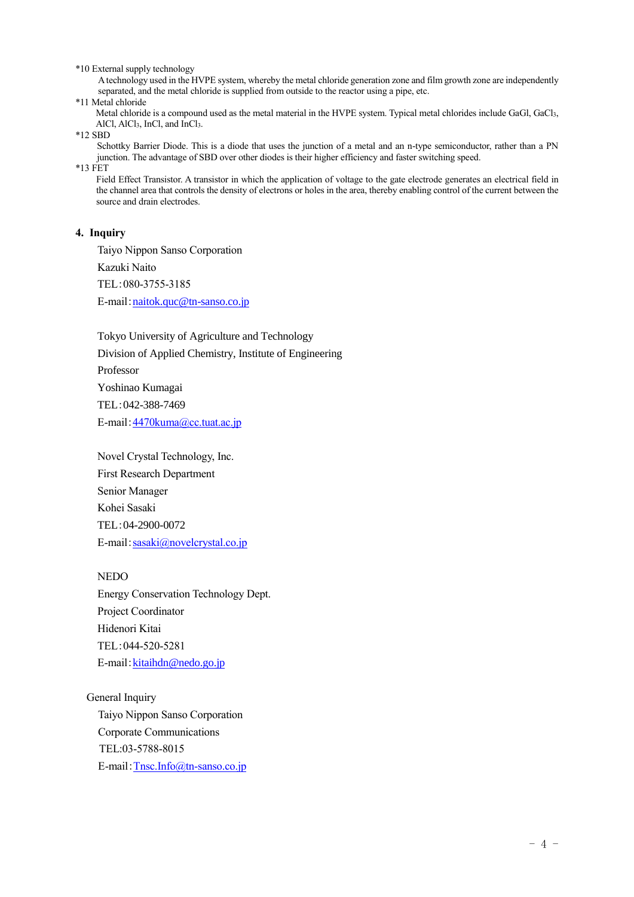*10 External supply technology

A technology used in the HVPE system, whereby the metal chloride generation zone and film growth zone are independently separated, and the metal chloride is supplied from outside to the reactor using a pipe, etc.

*11 Metal chloride

Metal chloride is a compound used as the metal material in the HVPE system. Typical metal chlorides include GaGl, $GaCl_3$, AlCl, $AlCl_3$, InCl, and $InCl_3$.

*12 SBD

Schottky Barrier Diode. This is a diode that uses the junction of a metal and an n-type semiconductor, rather than a PN junction. The advantage of SBD over other diodes is their higher efficiency and faster switching speed.

*13 FET

Field Effect Transistor. A transistor in which the application of voltage to the gate electrode generates an electrical field in the channel area that controls the density of electrons or holes in the area, thereby enabling control of the current between the source and drain electrodes.

## 4. Inquiry

Taiyo Nippon Sanso Corporation
Kazuki Naito
TEL：080-3755-3185
E-mail：naitok.quc@tn-sanso.co.jp

Tokyo University of Agriculture and Technology
Division of Applied Chemistry, Institute of Engineering
Professor
Yoshinao Kumagai
TEL：042-388-7469
E-mail：4470kuma@cc.tuat.ac.jp

Novel Crystal Technology, Inc.
First Research Department
Senior Manager
Kohei Sasaki
TEL：04-2900-0072
E-mail：sasaki@novelcrystal.co.jp

NEDO
Energy Conservation Technology Dept.
Project Coordinator
Hidenori Kitai
TEL：044-520-5281
E-mail：kitaihdn@nedo.go.jp

General Inquiry

Taiyo Nippon Sanso Corporation
Corporate Communications
TEL:03-5788-8015
E-mail：Tnsc.Info@tn-sanso.co.jp